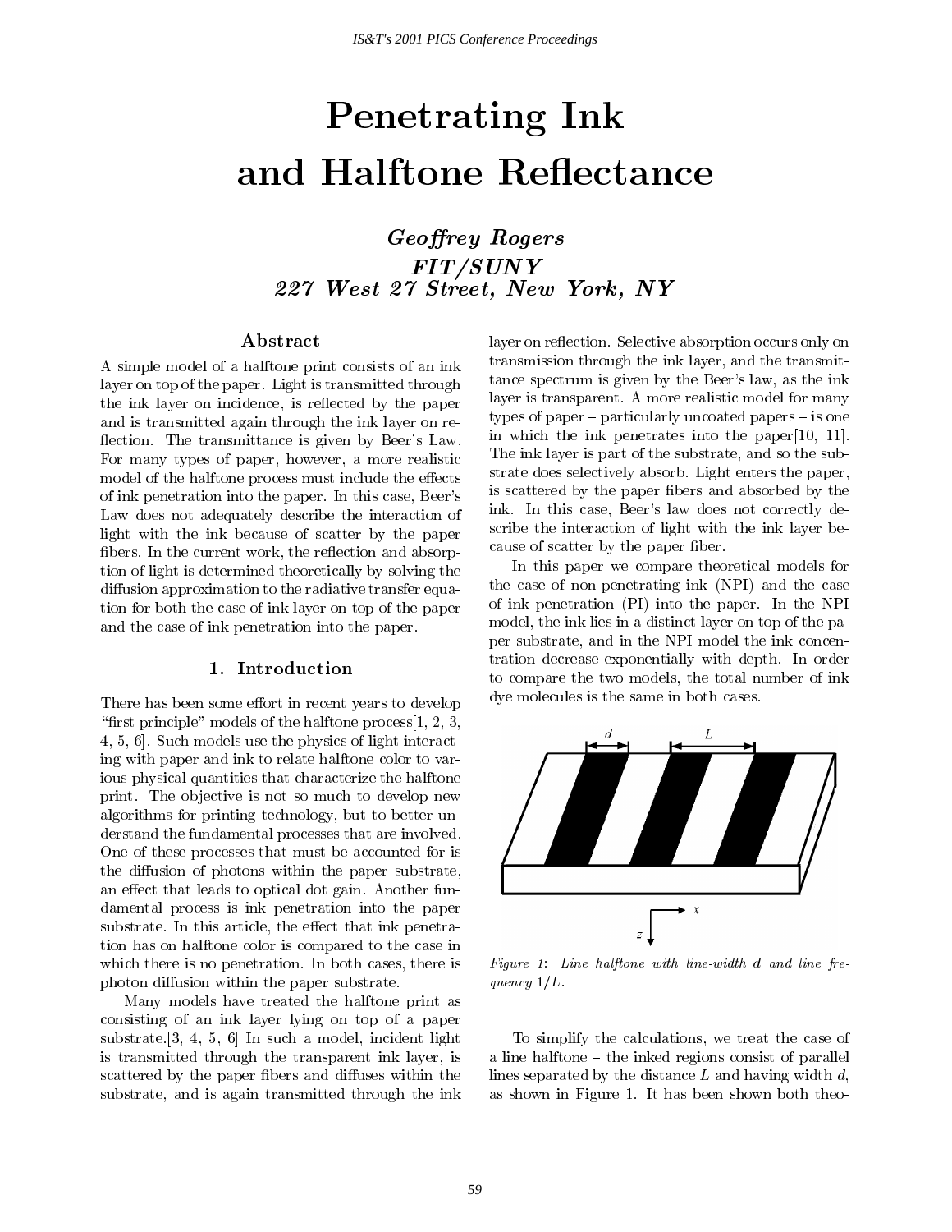# Penetrating Ink and Halftone Reflectance

***Geoffrey Rogers***
***FIT/SUNY***
***227 West 27 Street, New York, NY***

## Abstract

A simple model of a halftone print consists of an ink layer on top of the paper. Light is transmitted through the ink layer on incidence, is reflected by the paper and is transmitted again through the ink layer on reflection. The transmittance is given by Beer's Law. For many types of paper, however, a more realistic model of the halftone process must include the effects of ink penetration into the paper. In this case, Beer's Law does not adequately describe the interaction of light with the ink because of scatter by the paper fibers. In the current work, the reflection and absorption of light is determined theoretically by solving the diffusion approximation to the radiative transfer equation for both the case of ink layer on top of the paper and the case of ink penetration into the paper.

## 1. Introduction

There has been some effort in recent years to develop "first principle" models of the halftone process[1, 2, 3, 4, 5, 6]. Such models use the physics of light interacting with paper and ink to relate halftone color to various physical quantities that characterize the halftone print. The objective is not so much to develop new algorithms for printing technology, but to better understand the fundamental processes that are involved. One of these processes that must be accounted for is the diffusion of photons within the paper substrate, an effect that leads to optical dot gain. Another fundamental process is ink penetration into the paper substrate. In this article, the effect that ink penetration has on halftone color is compared to the case in which there is no penetration. In both cases, there is photon diffusion within the paper substrate.

Many models have treated the halftone print as consisting of an ink layer lying on top of a paper substrate.[3, 4, 5, 6] In such a model, incident light is transmitted through the transparent ink layer, is scattered by the paper fibers and diffuses within the substrate, and is again transmitted through the ink layer on reflection. Selective absorption occurs only on transmission through the ink layer, and the transmittance spectrum is given by the Beer's law, as the ink layer is transparent. A more realistic model for many types of paper – particularly uncoated papers – is one in which the ink penetrates into the paper[10, 11]. The ink layer is part of the substrate, and so the substrate does selectively absorb. Light enters the paper, is scattered by the paper fibers and absorbed by the ink. In this case, Beer's law does not correctly describe the interaction of light with the ink layer because of scatter by the paper fiber.

In this paper we compare theoretical models for the case of non-penetrating ink (NPI) and the case of ink penetration (PI) into the paper. In the NPI model, the ink lies in a distinct layer on top of the paper substrate, and in the NPI model the ink concentration decrease exponentially with depth. In order to compare the two models, the total number of ink dye molecules is the same in both cases.

*Figure 1: Line halftone with line-width $d$ and line frequency $1/L$.*

To simplify the calculations, we treat the case of a line halftone – the inked regions consist of parallel lines separated by the distance $L$ and having width $d$, as shown in Figure 1. It has been shown both theo-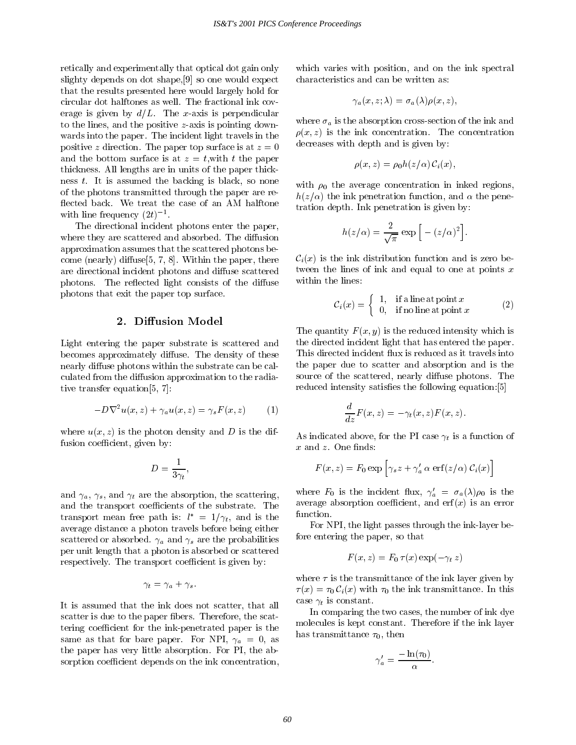retically and experimentally that optical dot gain only slighty depends on dot shape,[9] so one would expect that the results presented here would largely hold for circular dot halftones as well. The fractional ink coverage is given by $d/L$. The $x$-axis is perpendicular to the lines, and the positive $z$-axis is pointing downwards into the paper. The incident light travels in the positive $z$ direction. The paper top surface is at $z = 0$ and the bottom surface is at $z = t$,with $t$ the paper thickness. All lengths are in units of the paper thickness $t$. It is assumed the backing is black, so none of the photons transmitted through the paper are reflected back. We treat the case of an AM halftone with line frequency $(2t)^{-1}$.

The directional incident photons enter the paper, where they are scattered and absorbed. The diffusion approximation assumes that the scattered photons become (nearly) diffuse[5, 7, 8]. Within the paper, there are directional incident photons and diffuse scattered photons. The reflected light consists of the diffuse photons that exit the paper top surface.

## 2. Diffusion Model

Light entering the paper substrate is scattered and becomes approximately diffuse. The density of these nearly diffuse photons within the substrate can be calculated from the diffusion approximation to the radiative transfer equation[5, 7]:

$$-D\nabla^2 u(x,z) + \gamma_a u(x,z) = \gamma_s F(x,z) \qquad (1)$$

where $u(x,z)$ is the photon density and $D$ is the diffusion coefficient, given by:

$$D = \frac{1}{3\gamma_t},$$

and $\gamma_a$, $\gamma_s$, and $\gamma_t$ are the absorption, the scattering, and the transport coefficients of the substrate. The transport mean free path is: $l^* = 1/\gamma_t$, and is the average distance a photon travels before being either scattered or absorbed. $\gamma_a$ and $\gamma_s$ are the probabilities per unit length that a photon is absorbed or scattered respectively. The transport coefficient is given by:

$$\gamma_t = \gamma_a + \gamma_s.$$

It is assumed that the ink does not scatter, that all scatter is due to the paper fibers. Therefore, the scattering coefficient for the ink-penetrated paper is the same as that for bare paper. For NPI, $\gamma_a = 0$, as the paper has very little absorption. For PI, the absorption coefficient depends on the ink concentration, which varies with position, and on the ink spectral characteristics and can be written as:

$$\gamma_a(x,z;\lambda) = \sigma_a(\lambda)\rho(x,z),$$

where $\sigma_a$ is the absorption cross-section of the ink and $\rho(x,z)$ is the ink concentration. The concentration decreases with depth and is given by:

$$\rho(x,z) = \rho_0 h(z/\alpha)\,\mathcal{C}_i(x),$$

with $\rho_0$ the average concentration in inked regions, $h(z/\alpha)$ the ink penetration function, and $\alpha$ the penetration depth. Ink penetration is given by:

$$h(z/\alpha) = \frac{2}{\sqrt{\pi}} \exp\Big[-(z/\alpha)^2\Big].$$

$\mathcal{C}_i(x)$ is the ink distribution function and is zero between the lines of ink and equal to one at points $x$ within the lines:

$$\mathcal{C}_i(x) = \begin{cases} 1, & \text{if a line at point } x \\ 0, & \text{if no line at point } x \end{cases} \qquad (2)$$

The quantity $F(x,y)$ is the reduced intensity which is the directed incident light that has entered the paper. This directed incident flux is reduced as it travels into the paper due to scatter and absorption and is the source of the scattered, nearly diffuse photons. The reduced intensity satisfies the following equation:[5]

$$\frac{d}{dz}F(x,z) = -\gamma_t(x,z)F(x,z).$$

As indicated above, for the PI case $\gamma_t$ is a function of $x$ and $z$. One finds:

$$F(x,z) = F_0 \exp\Big[\gamma_s z + \gamma_a'\,\alpha\,\mathrm{erf}(z/\alpha)\,\mathcal{C}_i(x)\Big]$$

where $F_0$ is the incident flux, $\gamma_a' = \sigma_a(\lambda)\rho_0$ is the average absorption coefficient, and $\mathrm{erf}(x)$ is an error function.

For NPI, the light passes through the ink-layer before entering the paper, so that

$$F(x,z) = F_0\,\tau(x)\exp(-\gamma_t\,z)$$

where $\tau$ is the transmittance of the ink layer given by $\tau(x) = \tau_0\,\mathcal{C}_i(x)$ with $\tau_0$ the ink transmittance. In this case $\gamma_t$ is constant.

In comparing the two cases, the number of ink dye molecules is kept constant. Therefore if the ink layer has transmittance $\tau_0$, then

$$\gamma_a' = \frac{-\ln(\tau_0)}{\alpha}.$$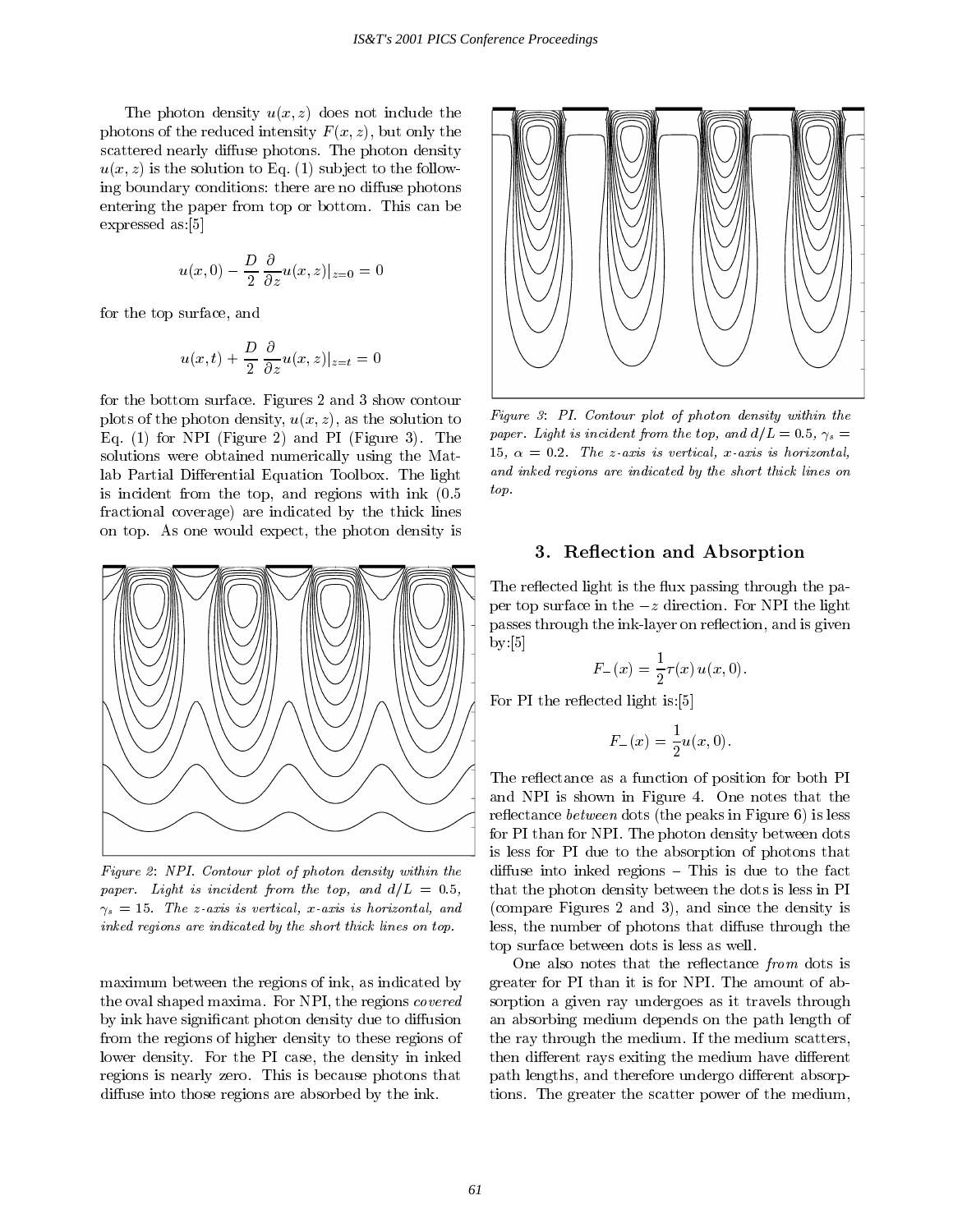The photon density $u(x,z)$ does not include the photons of the reduced intensity $F(x,z)$, but only the scattered nearly diffuse photons. The photon density $u(x,z)$ is the solution to Eq. (1) subject to the following boundary conditions: there are no diffuse photons entering the paper from top or bottom. This can be expressed as:[5]

$$u(x,0) - \frac{D}{2}\frac{\partial}{\partial z}u(x,z)|_{z=0} = 0$$

for the top surface, and

$$u(x,t) + \frac{D}{2}\frac{\partial}{\partial z}u(x,z)|_{z=t} = 0$$

for the bottom surface. Figures 2 and 3 show contour plots of the photon density, $u(x,z)$, as the solution to Eq. (1) for NPI (Figure 2) and PI (Figure 3). The solutions were obtained numerically using the Matlab Partial Differential Equation Toolbox. The light is incident from the top, and regions with ink (0.5 fractional coverage) are indicated by the thick lines on top. As one would expect, the photon density is maximum between the regions of ink, as indicated by the oval shaped maxima. For NPI, the regions *covered* by ink have significant photon density due to diffusion from the regions of higher density to these regions of lower density. For the PI case, the density in inked regions is nearly zero. This is because photons that diffuse into those regions are absorbed by the ink.

*Figure 2: NPI. Contour plot of photon density within the paper. Light is incident from the top, and $d/L = 0.5$, $\gamma_s = 15$. The z-axis is vertical, x-axis is horizontal, and inked regions are indicated by the short thick lines on top.*

*Figure 3: PI. Contour plot of photon density within the paper. Light is incident from the top, and $d/L = 0.5$, $\gamma_s = 15$, $\alpha = 0.2$. The z-axis is vertical, x-axis is horizontal, and inked regions are indicated by the short thick lines on top.*

## 3. Reflection and Absorption

The reflected light is the flux passing through the paper top surface in the $-z$ direction. For NPI the light passes through the ink-layer on reflection, and is given by:[5]

$$F_{-}(x) = \frac{1}{2}\tau(x)\,u(x,0).$$

For PI the reflected light is:[5]

$$F_{-}(x) = \frac{1}{2}u(x,0).$$

The reflectance as a function of position for both PI and NPI is shown in Figure 4. One notes that the reflectance *between* dots (the peaks in Figure 6) is less for PI than for NPI. The photon density between dots is less for PI due to the absorption of photons that diffuse into inked regions – This is due to the fact that the photon density between the dots is less in PI (compare Figures 2 and 3), and since the density is less, the number of photons that diffuse through the top surface between dots is less as well.

One also notes that the reflectance *from* dots is greater for PI than it is for NPI. The amount of absorption a given ray undergoes as it travels through an absorbing medium depends on the path length of the ray through the medium. If the medium scatters, then different rays exiting the medium have different path lengths, and therefore undergo different absorptions. The greater the scatter power of the medium,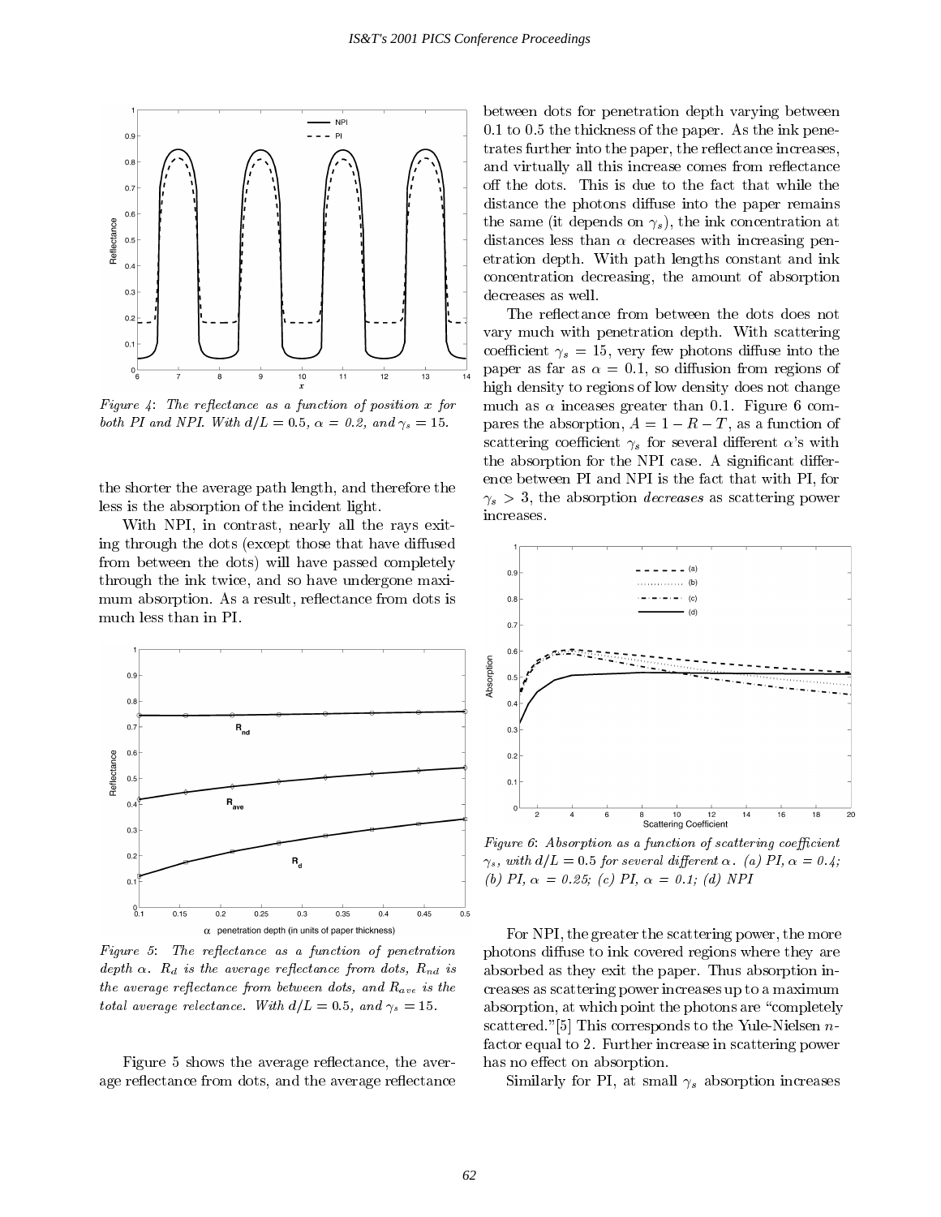*Figure 4: The reflectance as a function of position x for both PI and NPI. With $d/L = 0.5$, $\alpha = 0.2$, and $\gamma_s = 15$.*

the shorter the average path length, and therefore the less is the absorption of the incident light.

With NPI, in contrast, nearly all the rays exiting through the dots (except those that have diffused from between the dots) will have passed completely through the ink twice, and so have undergone maximum absorption. As a result, reflectance from dots is much less than in PI.

*Figure 5: The reflectance as a function of penetration depth $\alpha$. $R_d$ is the average reflectance from dots, $R_{nd}$ is the average reflectance from between dots, and $R_{ave}$ is the total average relectance. With $d/L = 0.5$, and $\gamma_s = 15$.*

Figure 5 shows the average reflectance, the average reflectance from dots, and the average reflectance between dots for penetration depth varying between 0.1 to 0.5 the thickness of the paper. As the ink penetrates further into the paper, the reflectance increases, and virtually all this increase comes from reflectance off the dots. This is due to the fact that while the distance the photons diffuse into the paper remains the same (it depends on $\gamma_s$), the ink concentration at distances less than $\alpha$ decreases with increasing penetration depth. With path lengths constant and ink concentration decreasing, the amount of absorption decreases as well.

The reflectance from between the dots does not vary much with penetration depth. With scattering coefficient $\gamma_s = 15$, very few photons diffuse into the paper as far as $\alpha = 0.1$, so diffusion from regions of high density to regions of low density does not change much as $\alpha$ inceases greater than 0.1. Figure 6 compares the absorption, $A = 1 - R - T$, as a function of scattering coefficient $\gamma_s$ for several different $\alpha$'s with the absorption for the NPI case. A significant difference between PI and NPI is the fact that with PI, for $\gamma_s > 3$, the absorption *decreases* as scattering power increases.

*Figure 6: Absorption as a function of scattering coefficient $\gamma_s$, with $d/L = 0.5$ for several different $\alpha$. (a) PI, $\alpha = 0.4$; (b) PI, $\alpha = 0.25$; (c) PI, $\alpha = 0.1$; (d) NPI*

For NPI, the greater the scattering power, the more photons diffuse to ink covered regions where they are absorbed as they exit the paper. Thus absorption increases as scattering power increases up to a maximum absorption, at which point the photons are "completely scattered."[5] This corresponds to the Yule-Nielsen $n$-factor equal to 2. Further increase in scattering power has no effect on absorption.

Similarly for PI, at small $\gamma_s$ absorption increases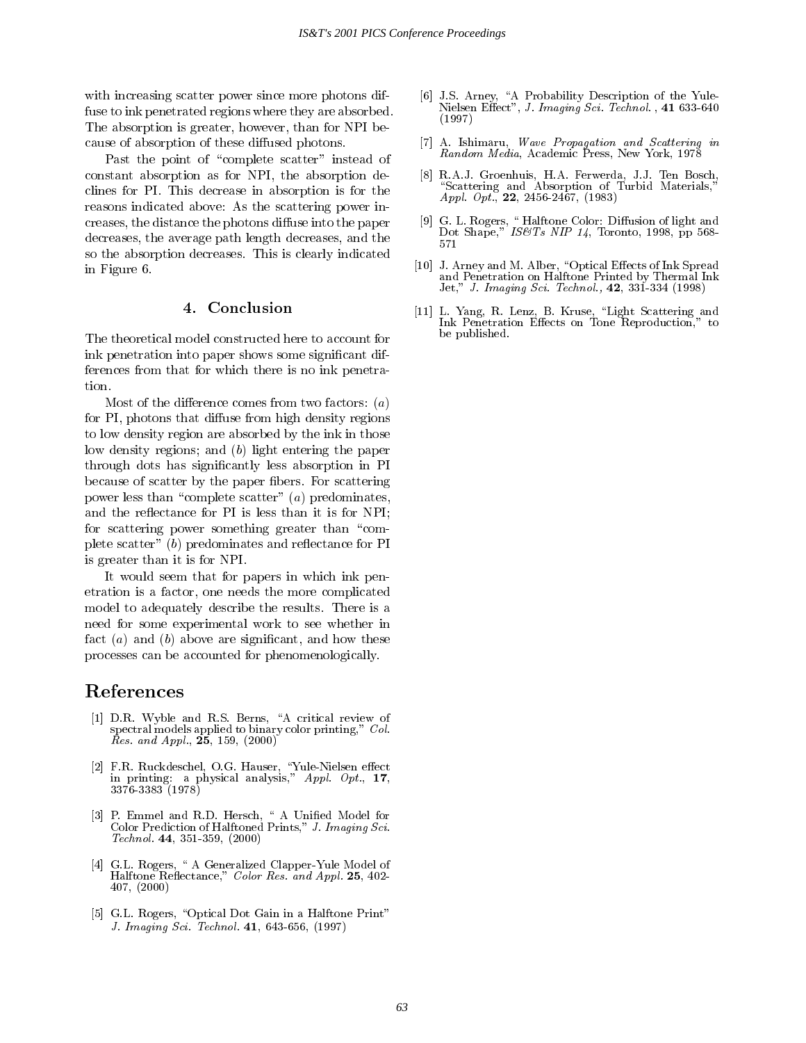with increasing scatter power since more photons diffuse to ink penetrated regions where they are absorbed. The absorption is greater, however, than for NPI because of absorption of these diffused photons.

Past the point of "complete scatter" instead of constant absorption as for NPI, the absorption declines for PI. This decrease in absorption is for the reasons indicated above: As the scattering power increases, the distance the photons diffuse into the paper decreases, the average path length decreases, and the so the absorption decreases. This is clearly indicated in Figure 6.

## 4. Conclusion

The theoretical model constructed here to account for ink penetration into paper shows some significant differences from that for which there is no ink penetration.

Most of the difference comes from two factors: (*a*) for PI, photons that diffuse from high density regions to low density region are absorbed by the ink in those low density regions; and (*b*) light entering the paper through dots has significantly less absorption in PI because of scatter by the paper fibers. For scattering power less than "complete scatter" (*a*) predominates, and the reflectance for PI is less than it is for NPI; for scattering power something greater than "complete scatter" (*b*) predominates and reflectance for PI is greater than it is for NPI.

It would seem that for papers in which ink penetration is a factor, one needs the more complicated model to adequately describe the results. There is a need for some experimental work to see whether in fact (*a*) and (*b*) above are significant, and how these processes can be accounted for phenomenologically.

## References

[1] D.R. Wyble and R.S. Berns, "A critical review of spectral models applied to binary color printing," *Col. Res. and Appl.*, **25**, 159, (2000)

[2] F.R. Ruckdeschel, O.G. Hauser, "Yule-Nielsen effect in printing: a physical analysis," *Appl. Opt.*, **17**, 3376-3383 (1978)

[3] P. Emmel and R.D. Hersch, " A Unified Model for Color Prediction of Halftoned Prints," *J. Imaging Sci. Technol.* **44**, 351-359, (2000)

[4] G.L. Rogers, " A Generalized Clapper-Yule Model of Halftone Reflectance," *Color Res. and Appl.* **25**, 402-407, (2000)

[5] G.L. Rogers, "Optical Dot Gain in a Halftone Print" *J. Imaging Sci. Technol.* **41**, 643-656, (1997)

[6] J.S. Arney, "A Probability Description of the Yule-Nielsen Effect", *J. Imaging Sci. Technol.* , **41** 633-640 (1997)

[7] A. Ishimaru, *Wave Propagation and Scattering in Random Media*, Academic Press, New York, 1978

[8] R.A.J. Groenhuis, H.A. Ferwerda, J.J. Ten Bosch, "Scattering and Absorption of Turbid Materials," *Appl. Opt.*, **22**, 2456-2467, (1983)

[9] G. L. Rogers, " Halftone Color: Diffusion of light and Dot Shape," *IS&Ts NIP 14*, Toronto, 1998, pp 568-571

[10] J. Arney and M. Alber, "Optical Effects of Ink Spread and Penetration on Halftone Printed by Thermal Ink Jet," *J. Imaging Sci. Technol.*, **42**, 331-334 (1998)

[11] L. Yang, R. Lenz, B. Kruse, "Light Scattering and Ink Penetration Effects on Tone Reproduction," to be published.